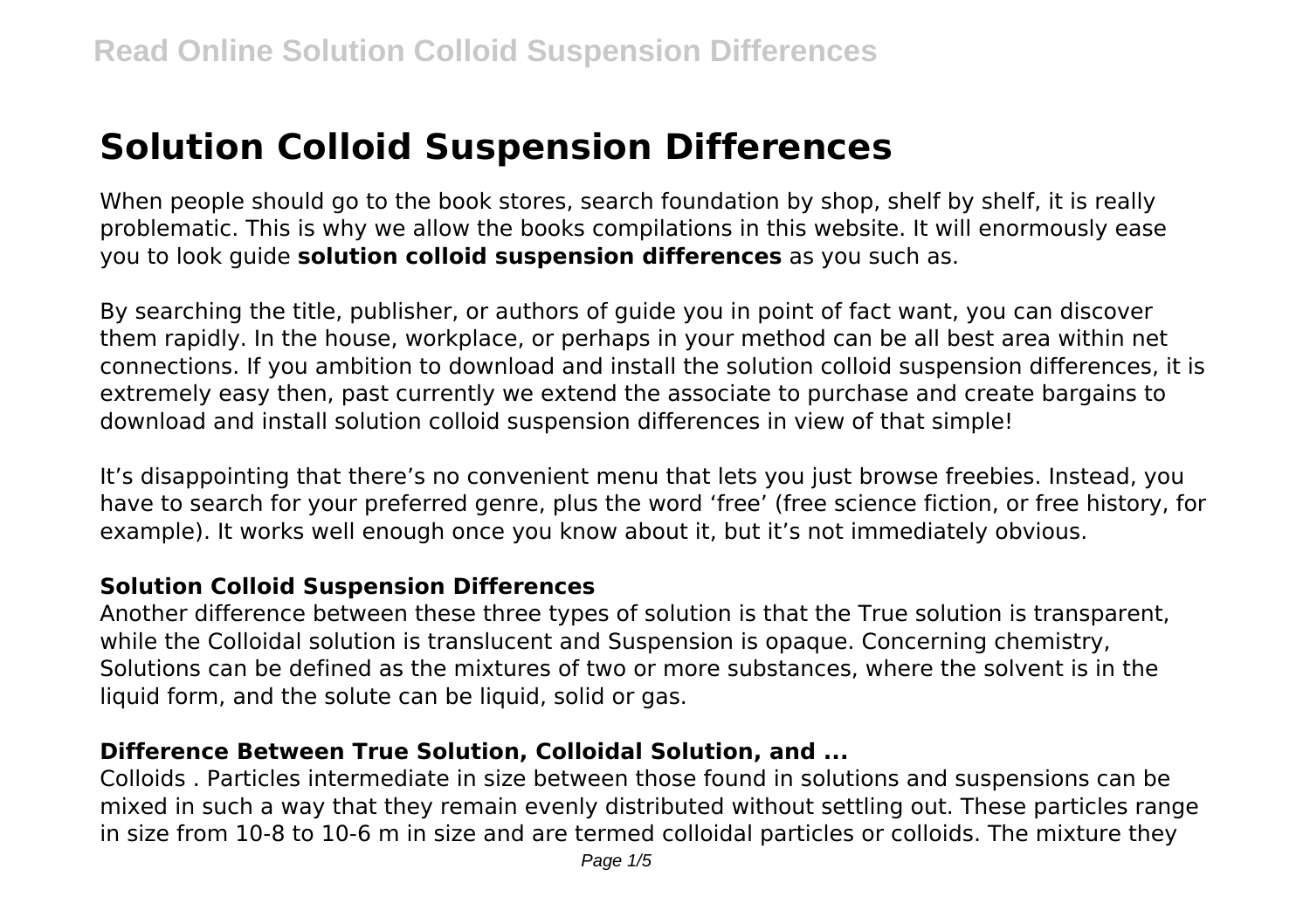# Solution Colloid Suspension Differences

When people should go to the book stores, search foundation by shop, shelf by shelf, it is really problematic. This is why we allow the books compilations in this website. It will enormously ease you to look guide **solution colloid suspension differences** as you such as.

By searching the title, publisher, or authors of guide you in point of fact want, you can discover them rapidly. In the house, workplace, or perhaps in your method can be all best area within net connections. If you ambition to download and install the solution colloid suspension differences, it is extremely easy then, past currently we extend the associate to purchase and create bargains to download and install solution colloid suspension differences in view of that simple!

It's disappointing that there's no convenient menu that lets you just browse freebies. Instead, you have to search for your preferred genre, plus the word 'free' (free science fiction, or free history, for example). It works well enough once you know about it, but it's not immediately obvious.

## Solution Colloid Suspension Differences

Another difference between these three types of solution is that the True solution is transparent, while the Colloidal solution is translucent and Suspension is opaque. Concerning chemistry, Solutions can be defined as the mixtures of two or more substances, where the solvent is in the liquid form, and the solute can be liquid, solid or gas.

## Difference Between True Solution, Colloidal Solution, and ...

Colloids . Particles intermediate in size between those found in solutions and suspensions can be mixed in such a way that they remain evenly distributed without settling out. These particles range in size from $10^{-8}$ to $10^{-6}$ m in size and are termed colloidal particles or colloids. The mixture they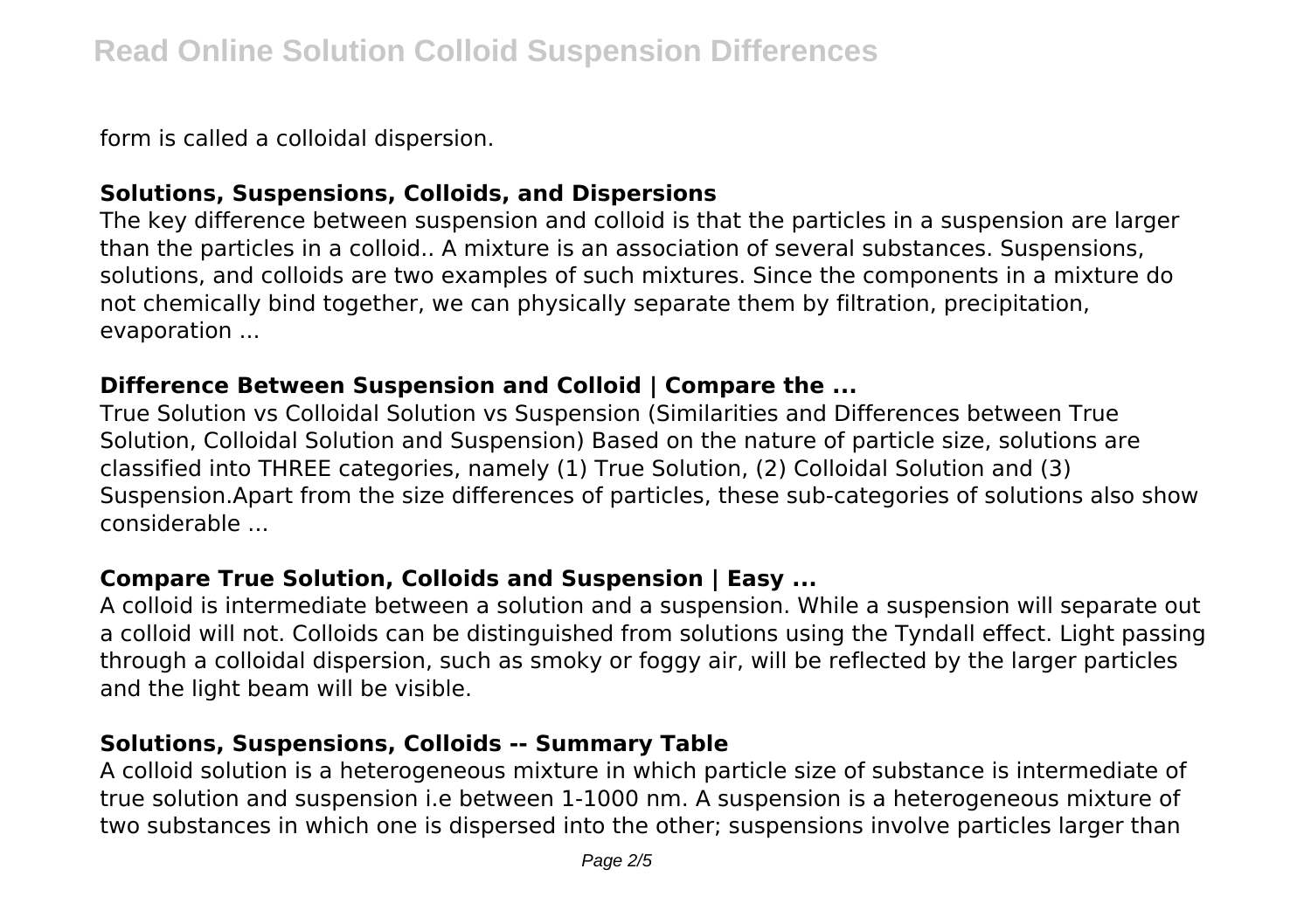form is called a colloidal dispersion.

### Solutions, Suspensions, Colloids, and Dispersions

The key difference between suspension and colloid is that the particles in a suspension are larger than the particles in a colloid.. A mixture is an association of several substances. Suspensions, solutions, and colloids are two examples of such mixtures. Since the components in a mixture do not chemically bind together, we can physically separate them by filtration, precipitation, evaporation ...

### Difference Between Suspension and Colloid | Compare the ...

True Solution vs Colloidal Solution vs Suspension (Similarities and Differences between True Solution, Colloidal Solution and Suspension) Based on the nature of particle size, solutions are classified into THREE categories, namely (1) True Solution, (2) Colloidal Solution and (3) Suspension.Apart from the size differences of particles, these sub-categories of solutions also show considerable ...

### Compare True Solution, Colloids and Suspension | Easy ...

A colloid is intermediate between a solution and a suspension. While a suspension will separate out a colloid will not. Colloids can be distinguished from solutions using the Tyndall effect. Light passing through a colloidal dispersion, such as smoky or foggy air, will be reflected by the larger particles and the light beam will be visible.

### Solutions, Suspensions, Colloids -- Summary Table

A colloid solution is a heterogeneous mixture in which particle size of substance is intermediate of true solution and suspension i.e between 1-1000 nm. A suspension is a heterogeneous mixture of two substances in which one is dispersed into the other; suspensions involve particles larger than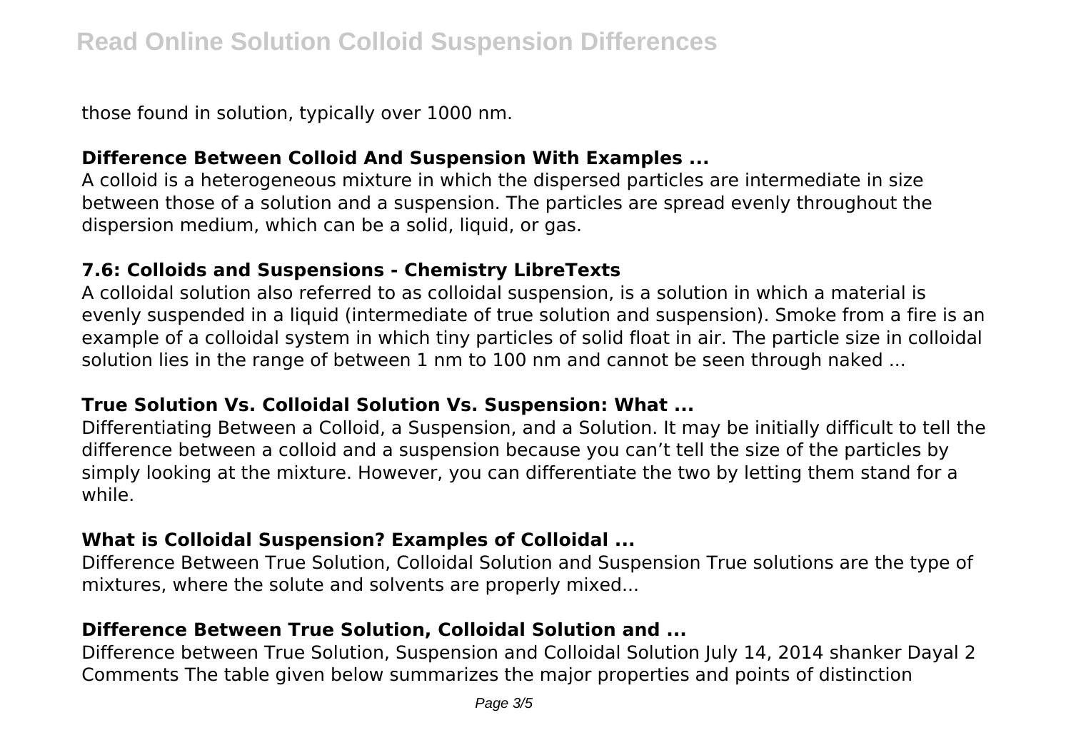those found in solution, typically over 1000 nm.

### Difference Between Colloid And Suspension With Examples ...

A colloid is a heterogeneous mixture in which the dispersed particles are intermediate in size between those of a solution and a suspension. The particles are spread evenly throughout the dispersion medium, which can be a solid, liquid, or gas.

### 7.6: Colloids and Suspensions - Chemistry LibreTexts

A colloidal solution also referred to as colloidal suspension, is a solution in which a material is evenly suspended in a liquid (intermediate of true solution and suspension). Smoke from a fire is an example of a colloidal system in which tiny particles of solid float in air. The particle size in colloidal solution lies in the range of between 1 nm to 100 nm and cannot be seen through naked ...

### True Solution Vs. Colloidal Solution Vs. Suspension: What ...

Differentiating Between a Colloid, a Suspension, and a Solution. It may be initially difficult to tell the difference between a colloid and a suspension because you can't tell the size of the particles by simply looking at the mixture. However, you can differentiate the two by letting them stand for a while.

### What is Colloidal Suspension? Examples of Colloidal ...

Difference Between True Solution, Colloidal Solution and Suspension True solutions are the type of mixtures, where the solute and solvents are properly mixed...

### Difference Between True Solution, Colloidal Solution and ...

Difference between True Solution, Suspension and Colloidal Solution July 14, 2014 shanker Dayal 2 Comments The table given below summarizes the major properties and points of distinction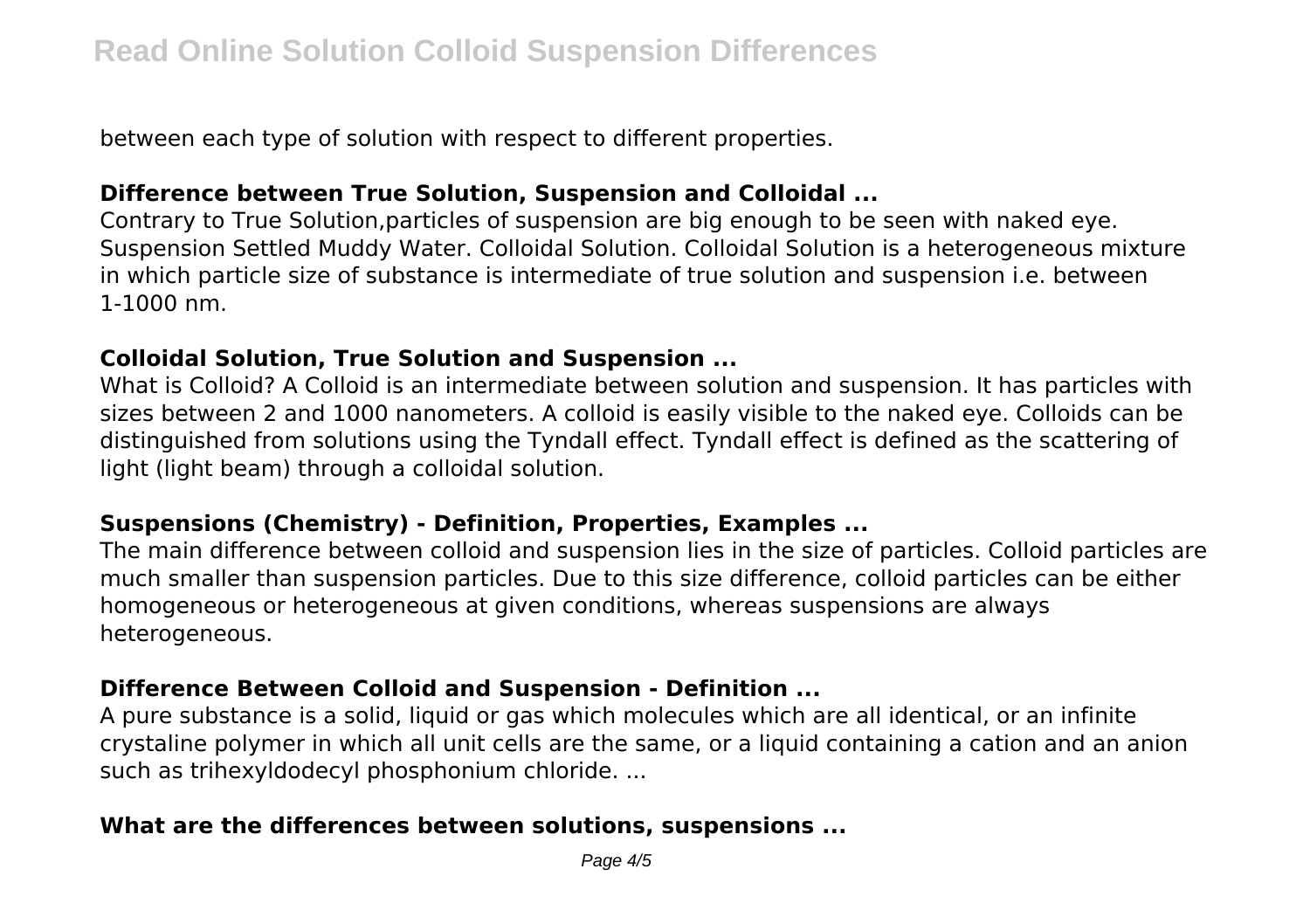between each type of solution with respect to different properties.

### Difference between True Solution, Suspension and Colloidal ...

Contrary to True Solution,particles of suspension are big enough to be seen with naked eye. Suspension Settled Muddy Water. Colloidal Solution. Colloidal Solution is a heterogeneous mixture in which particle size of substance is intermediate of true solution and suspension i.e. between 1-1000 nm.

### Colloidal Solution, True Solution and Suspension ...

What is Colloid? A Colloid is an intermediate between solution and suspension. It has particles with sizes between 2 and 1000 nanometers. A colloid is easily visible to the naked eye. Colloids can be distinguished from solutions using the Tyndall effect. Tyndall effect is defined as the scattering of light (light beam) through a colloidal solution.

### Suspensions (Chemistry) - Definition, Properties, Examples ...

The main difference between colloid and suspension lies in the size of particles. Colloid particles are much smaller than suspension particles. Due to this size difference, colloid particles can be either homogeneous or heterogeneous at given conditions, whereas suspensions are always heterogeneous.

### Difference Between Colloid and Suspension - Definition ...

A pure substance is a solid, liquid or gas which molecules which are all identical, or an infinite crystaline polymer in which all unit cells are the same, or a liquid containing a cation and an anion such as trihexyldodecyl phosphonium chloride. ...

### What are the differences between solutions, suspensions ...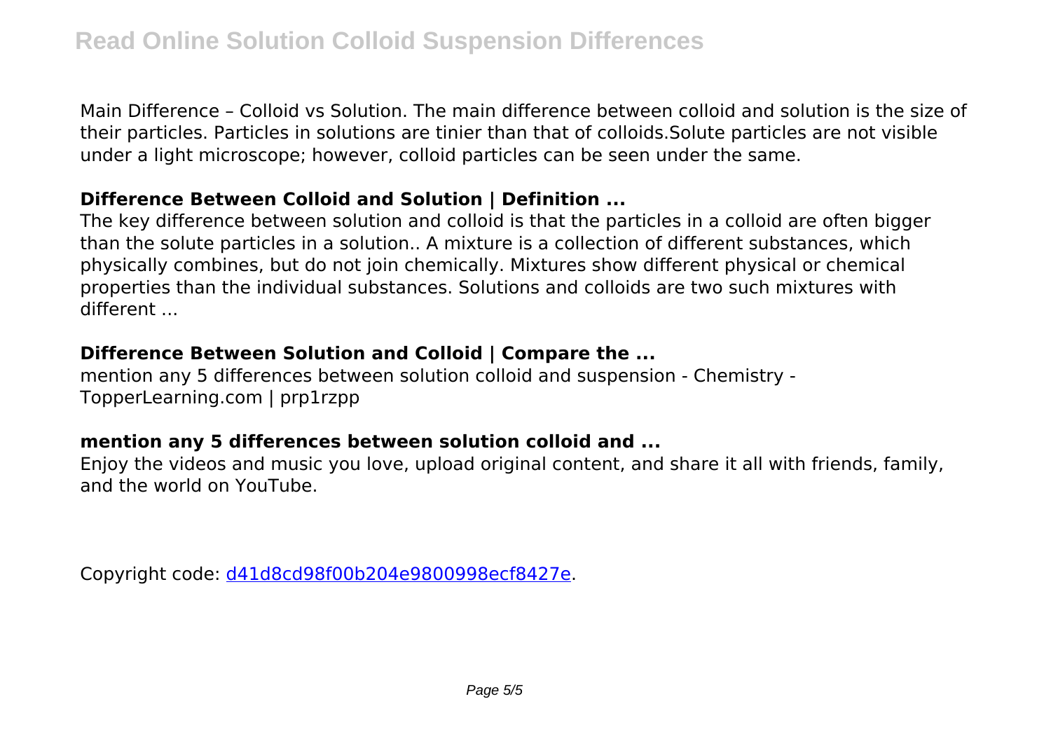Main Difference – Colloid vs Solution. The main difference between colloid and solution is the size of their particles. Particles in solutions are tinier than that of colloids.Solute particles are not visible under a light microscope; however, colloid particles can be seen under the same.

**Difference Between Colloid and Solution | Definition ...**

The key difference between solution and colloid is that the particles in a colloid are often bigger than the solute particles in a solution.. A mixture is a collection of different substances, which physically combines, but do not join chemically. Mixtures show different physical or chemical properties than the individual substances. Solutions and colloids are two such mixtures with different ...

**Difference Between Solution and Colloid | Compare the ...**

mention any 5 differences between solution colloid and suspension - Chemistry - TopperLearning.com | prp1rzpp

**mention any 5 differences between solution colloid and ...**

Enjoy the videos and music you love, upload original content, and share it all with friends, family, and the world on YouTube.

Copyright code: d41d8cd98f00b204e9800998ecf8427e.